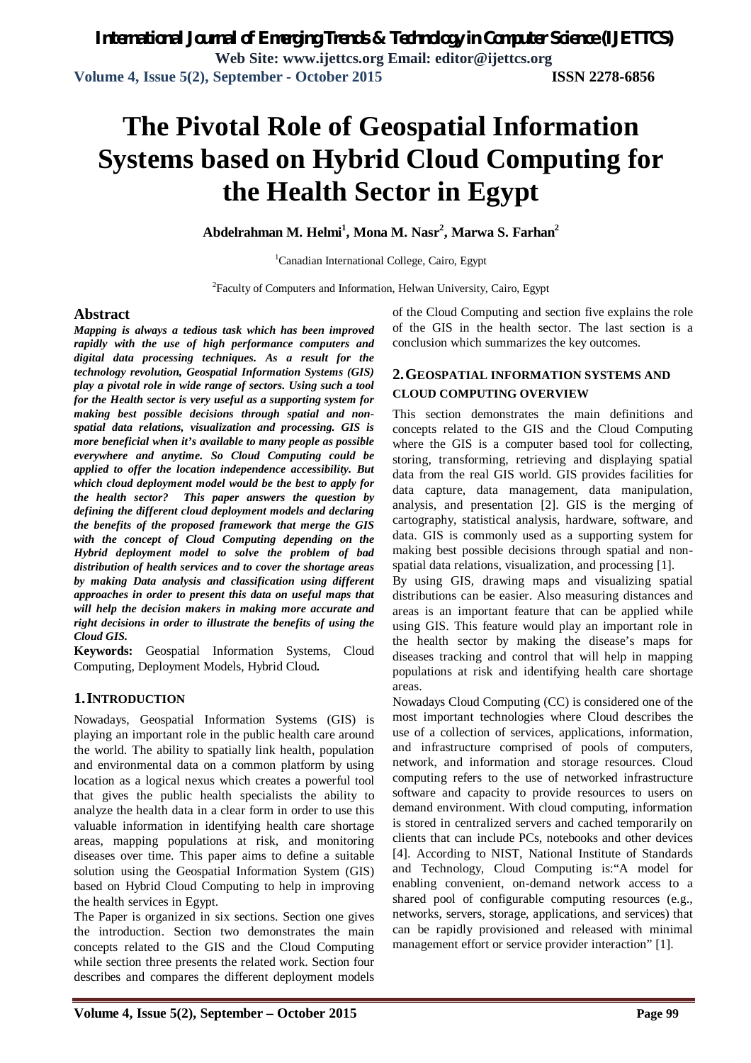# The Pivotal Role of Geospatial Information Systems based on Hybrid Cloud Computing for the Health Sector in Egypt

**Abdelrahman M. Helmi[1], Mona M. Nasr[2], Marwa S. Farhan[2]**

[1]Canadian International College, Cairo, Egypt

[2]Faculty of Computers and Information, Helwan University, Cairo, Egypt

## Abstract

***Mapping is always a tedious task which has been improved rapidly with the use of high performance computers and digital data processing techniques. As a result for the technology revolution, Geospatial Information Systems (GIS) play a pivotal role in wide range of sectors. Using such a tool for the Health sector is very useful as a supporting system for making best possible decisions through spatial and non-spatial data relations, visualization and processing. GIS is more beneficial when it's available to many people as possible everywhere and anytime. So Cloud Computing could be applied to offer the location independence accessibility. But which cloud deployment model would be the best to apply for the health sector? This paper answers the question by defining the different cloud deployment models and declaring the benefits of the proposed framework that merge the GIS with the concept of Cloud Computing depending on the Hybrid deployment model to solve the problem of bad distribution of health services and to cover the shortage areas by making Data analysis and classification using different approaches in order to present this data on useful maps that will help the decision makers in making more accurate and right decisions in order to illustrate the benefits of using the Cloud GIS.***

**Keywords:** Geospatial Information Systems, Cloud Computing, Deployment Models, Hybrid Cloud**.**

## 1. INTRODUCTION

Nowadays, Geospatial Information Systems (GIS) is playing an important role in the public health care around the world. The ability to spatially link health, population and environmental data on a common platform by using location as a logical nexus which creates a powerful tool that gives the public health specialists the ability to analyze the health data in a clear form in order to use this valuable information in identifying health care shortage areas, mapping populations at risk, and monitoring diseases over time. This paper aims to define a suitable solution using the Geospatial Information System (GIS) based on Hybrid Cloud Computing to help in improving the health services in Egypt.

The Paper is organized in six sections. Section one gives the introduction. Section two demonstrates the main concepts related to the GIS and the Cloud Computing while section three presents the related work. Section four describes and compares the different deployment models of the Cloud Computing and section five explains the role of the GIS in the health sector. The last section is a conclusion which summarizes the key outcomes.

## 2. GEOSPATIAL INFORMATION SYSTEMS AND CLOUD COMPUTING OVERVIEW

This section demonstrates the main definitions and concepts related to the GIS and the Cloud Computing where the GIS is a computer based tool for collecting, storing, transforming, retrieving and displaying spatial data from the real GIS world. GIS provides facilities for data capture, data management, data manipulation, analysis, and presentation [2]. GIS is the merging of cartography, statistical analysis, hardware, software, and data. GIS is commonly used as a supporting system for making best possible decisions through spatial and non-spatial data relations, visualization, and processing [1].

By using GIS, drawing maps and visualizing spatial distributions can be easier. Also measuring distances and areas is an important feature that can be applied while using GIS. This feature would play an important role in the health sector by making the disease's maps for diseases tracking and control that will help in mapping populations at risk and identifying health care shortage areas.

Nowadays Cloud Computing (CC) is considered one of the most important technologies where Cloud describes the use of a collection of services, applications, information, and infrastructure comprised of pools of computers, network, and information and storage resources. Cloud computing refers to the use of networked infrastructure software and capacity to provide resources to users on demand environment. With cloud computing, information is stored in centralized servers and cached temporarily on clients that can include PCs, notebooks and other devices [4]. According to NIST, National Institute of Standards and Technology, Cloud Computing is:"A model for enabling convenient, on-demand network access to a shared pool of configurable computing resources (e.g., networks, servers, storage, applications, and services) that can be rapidly provisioned and released with minimal management effort or service provider interaction" [1].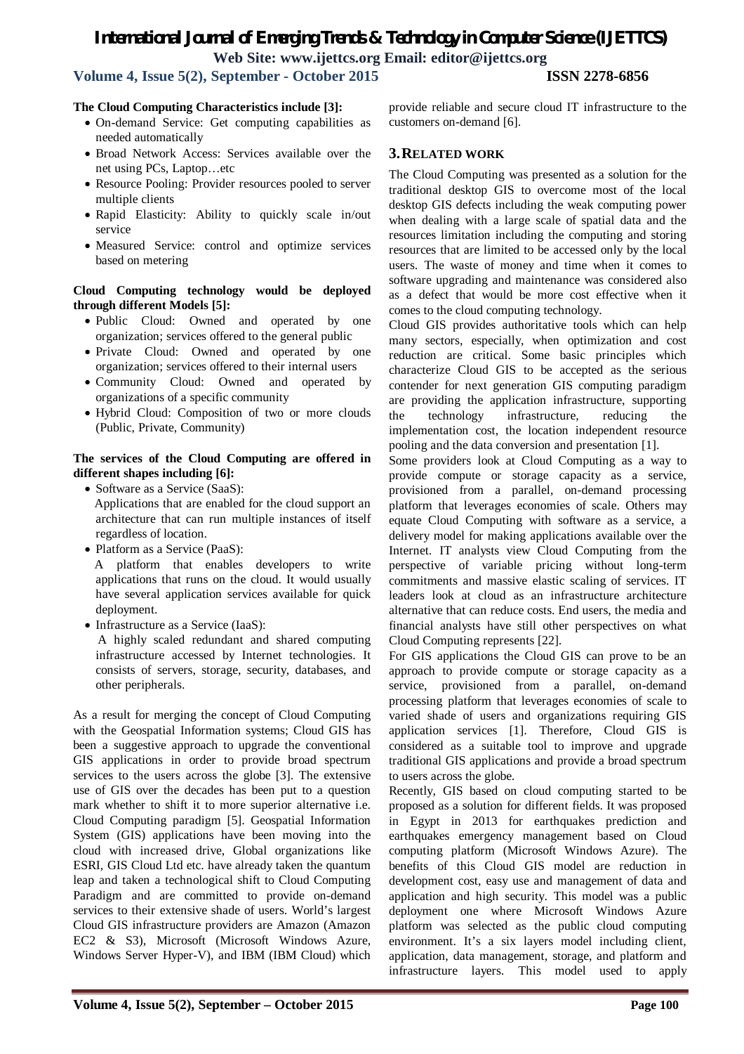**The Cloud Computing Characteristics include [3]:**

- On-demand Service: Get computing capabilities as needed automatically
- Broad Network Access: Services available over the net using PCs, Laptop…etc
- Resource Pooling: Provider resources pooled to server multiple clients
- Rapid Elasticity: Ability to quickly scale in/out service
- Measured Service: control and optimize services based on metering

**Cloud Computing technology would be deployed through different Models [5]:**

- Public Cloud: Owned and operated by one organization; services offered to the general public
- Private Cloud: Owned and operated by one organization; services offered to their internal users
- Community Cloud: Owned and operated by organizations of a specific community
- Hybrid Cloud: Composition of two or more clouds (Public, Private, Community)

**The services of the Cloud Computing are offered in different shapes including [6]:**

- Software as a Service (SaaS):
  Applications that are enabled for the cloud support an architecture that can run multiple instances of itself regardless of location.
- Platform as a Service (PaaS):
  A platform that enables developers to write applications that runs on the cloud. It would usually have several application services available for quick deployment.
- Infrastructure as a Service (IaaS):
  A highly scaled redundant and shared computing infrastructure accessed by Internet technologies. It consists of servers, storage, security, databases, and other peripherals.

As a result for merging the concept of Cloud Computing with the Geospatial Information systems; Cloud GIS has been a suggestive approach to upgrade the conventional GIS applications in order to provide broad spectrum services to the users across the globe [3]. The extensive use of GIS over the decades has been put to a question mark whether to shift it to more superior alternative i.e. Cloud Computing paradigm [5]. Geospatial Information System (GIS) applications have been moving into the cloud with increased drive, Global organizations like ESRI, GIS Cloud Ltd etc. have already taken the quantum leap and taken a technological shift to Cloud Computing Paradigm and are committed to provide on-demand services to their extensive shade of users. World's largest Cloud GIS infrastructure providers are Amazon (Amazon EC2 & S3), Microsoft (Microsoft Windows Azure, Windows Server Hyper-V), and IBM (IBM Cloud) which provide reliable and secure cloud IT infrastructure to the customers on-demand [6].

## 3. RELATED WORK

The Cloud Computing was presented as a solution for the traditional desktop GIS to overcome most of the local desktop GIS defects including the weak computing power when dealing with a large scale of spatial data and the resources limitation including the computing and storing resources that are limited to be accessed only by the local users. The waste of money and time when it comes to software upgrading and maintenance was considered also as a defect that would be more cost effective when it comes to the cloud computing technology.

Cloud GIS provides authoritative tools which can help many sectors, especially, when optimization and cost reduction are critical. Some basic principles which characterize Cloud GIS to be accepted as the serious contender for next generation GIS computing paradigm are providing the application infrastructure, supporting the technology infrastructure, reducing the implementation cost, the location independent resource pooling and the data conversion and presentation [1].

Some providers look at Cloud Computing as a way to provide compute or storage capacity as a service, provisioned from a parallel, on-demand processing platform that leverages economies of scale. Others may equate Cloud Computing with software as a service, a delivery model for making applications available over the Internet. IT analysts view Cloud Computing from the perspective of variable pricing without long-term commitments and massive elastic scaling of services. IT leaders look at cloud as an infrastructure architecture alternative that can reduce costs. End users, the media and financial analysts have still other perspectives on what Cloud Computing represents [22].

For GIS applications the Cloud GIS can prove to be an approach to provide compute or storage capacity as a service, provisioned from a parallel, on-demand processing platform that leverages economies of scale to varied shade of users and organizations requiring GIS application services [1]. Therefore, Cloud GIS is considered as a suitable tool to improve and upgrade traditional GIS applications and provide a broad spectrum to users across the globe.

Recently, GIS based on cloud computing started to be proposed as a solution for different fields. It was proposed in Egypt in 2013 for earthquakes prediction and earthquakes emergency management based on Cloud computing platform (Microsoft Windows Azure). The benefits of this Cloud GIS model are reduction in development cost, easy use and management of data and application and high security. This model was a public deployment one where Microsoft Windows Azure platform was selected as the public cloud computing environment. It's a six layers model including client, application, data management, storage, and platform and infrastructure layers. This model used to apply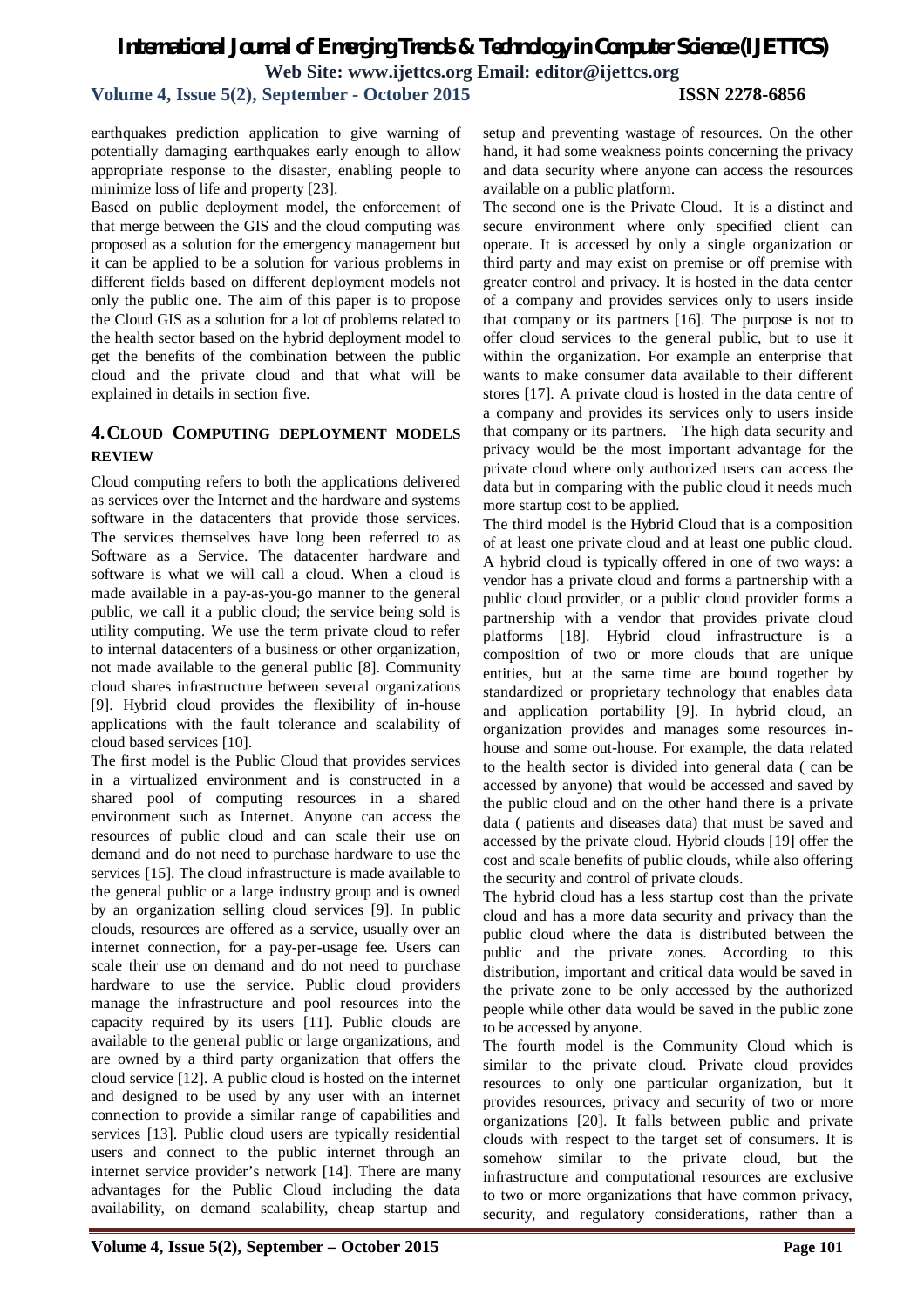earthquakes prediction application to give warning of potentially damaging earthquakes early enough to allow appropriate response to the disaster, enabling people to minimize loss of life and property [23].

Based on public deployment model, the enforcement of that merge between the GIS and the cloud computing was proposed as a solution for the emergency management but it can be applied to be a solution for various problems in different fields based on different deployment models not only the public one. The aim of this paper is to propose the Cloud GIS as a solution for a lot of problems related to the health sector based on the hybrid deployment model to get the benefits of the combination between the public cloud and the private cloud and that what will be explained in details in section five.

## 4. CLOUD COMPUTING DEPLOYMENT MODELS REVIEW

Cloud computing refers to both the applications delivered as services over the Internet and the hardware and systems software in the datacenters that provide those services. The services themselves have long been referred to as Software as a Service. The datacenter hardware and software is what we will call a cloud. When a cloud is made available in a pay-as-you-go manner to the general public, we call it a public cloud; the service being sold is utility computing. We use the term private cloud to refer to internal datacenters of a business or other organization, not made available to the general public [8]. Community cloud shares infrastructure between several organizations [9]. Hybrid cloud provides the flexibility of in-house applications with the fault tolerance and scalability of cloud based services [10].

The first model is the Public Cloud that provides services in a virtualized environment and is constructed in a shared pool of computing resources in a shared environment such as Internet. Anyone can access the resources of public cloud and can scale their use on demand and do not need to purchase hardware to use the services [15]. The cloud infrastructure is made available to the general public or a large industry group and is owned by an organization selling cloud services [9]. In public clouds, resources are offered as a service, usually over an internet connection, for a pay-per-usage fee. Users can scale their use on demand and do not need to purchase hardware to use the service. Public cloud providers manage the infrastructure and pool resources into the capacity required by its users [11]. Public clouds are available to the general public or large organizations, and are owned by a third party organization that offers the cloud service [12]. A public cloud is hosted on the internet and designed to be used by any user with an internet connection to provide a similar range of capabilities and services [13]. Public cloud users are typically residential users and connect to the public internet through an internet service provider's network [14]. There are many advantages for the Public Cloud including the data availability, on demand scalability, cheap startup and setup and preventing wastage of resources. On the other hand, it had some weakness points concerning the privacy and data security where anyone can access the resources available on a public platform.

The second one is the Private Cloud. It is a distinct and secure environment where only specified client can operate. It is accessed by only a single organization or third party and may exist on premise or off premise with greater control and privacy. It is hosted in the data center of a company and provides services only to users inside that company or its partners [16]. The purpose is not to offer cloud services to the general public, but to use it within the organization. For example an enterprise that wants to make consumer data available to their different stores [17]. A private cloud is hosted in the data centre of a company and provides its services only to users inside that company or its partners. The high data security and privacy would be the most important advantage for the private cloud where only authorized users can access the data but in comparing with the public cloud it needs much more startup cost to be applied.

The third model is the Hybrid Cloud that is a composition of at least one private cloud and at least one public cloud. A hybrid cloud is typically offered in one of two ways: a vendor has a private cloud and forms a partnership with a public cloud provider, or a public cloud provider forms a partnership with a vendor that provides private cloud platforms [18]. Hybrid cloud infrastructure is a composition of two or more clouds that are unique entities, but at the same time are bound together by standardized or proprietary technology that enables data and application portability [9]. In hybrid cloud, an organization provides and manages some resources in-house and some out-house. For example, the data related to the health sector is divided into general data ( can be accessed by anyone) that would be accessed and saved by the public cloud and on the other hand there is a private data ( patients and diseases data) that must be saved and accessed by the private cloud. Hybrid clouds [19] offer the cost and scale benefits of public clouds, while also offering the security and control of private clouds.

The hybrid cloud has a less startup cost than the private cloud and has a more data security and privacy than the public cloud where the data is distributed between the public and the private zones. According to this distribution, important and critical data would be saved in the private zone to be only accessed by the authorized people while other data would be saved in the public zone to be accessed by anyone.

The fourth model is the Community Cloud which is similar to the private cloud. Private cloud provides resources to only one particular organization, but it provides resources, privacy and security of two or more organizations [20]. It falls between public and private clouds with respect to the target set of consumers. It is somehow similar to the private cloud, but the infrastructure and computational resources are exclusive to two or more organizations that have common privacy, security, and regulatory considerations, rather than a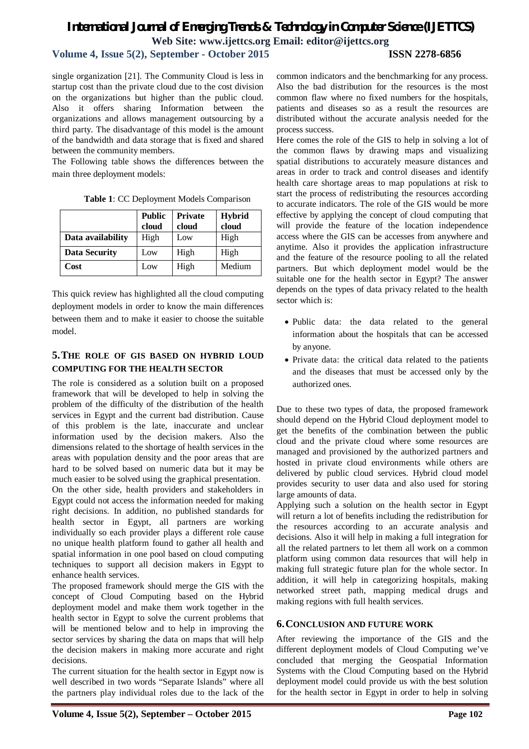single organization [21]. The Community Cloud is less in startup cost than the private cloud due to the cost division on the organizations but higher than the public cloud. Also it offers sharing Information between the organizations and allows management outsourcing by a third party. The disadvantage of this model is the amount of the bandwidth and data storage that is fixed and shared between the community members.

The Following table shows the differences between the main three deployment models:

**Table 1**: CC Deployment Models Comparison

| | Public cloud | Private cloud | Hybrid cloud |
|---|---|---|---|
| **Data availability** | High | Low | High |
| **Data Security** | Low | High | High |
| **Cost** | Low | High | Medium |

This quick review has highlighted all the cloud computing deployment models in order to know the main differences between them and to make it easier to choose the suitable model.

## 5. THE ROLE OF GIS BASED ON HYBRID LOUD COMPUTING FOR THE HEALTH SECTOR

The role is considered as a solution built on a proposed framework that will be developed to help in solving the problem of the difficulty of the distribution of the health services in Egypt and the current bad distribution. Cause of this problem is the late, inaccurate and unclear information used by the decision makers. Also the dimensions related to the shortage of health services in the areas with population density and the poor areas that are hard to be solved based on numeric data but it may be much easier to be solved using the graphical presentation.

On the other side, health providers and stakeholders in Egypt could not access the information needed for making right decisions. In addition, no published standards for health sector in Egypt, all partners are working individually so each provider plays a different role cause no unique health platform found to gather all health and spatial information in one pool based on cloud computing techniques to support all decision makers in Egypt to enhance health services.

The proposed framework should merge the GIS with the concept of Cloud Computing based on the Hybrid deployment model and make them work together in the health sector in Egypt to solve the current problems that will be mentioned below and to help in improving the sector services by sharing the data on maps that will help the decision makers in making more accurate and right decisions.

The current situation for the health sector in Egypt now is well described in two words "Separate Islands" where all the partners play individual roles due to the lack of the common indicators and the benchmarking for any process. Also the bad distribution for the resources is the most common flaw where no fixed numbers for the hospitals, patients and diseases so as a result the resources are distributed without the accurate analysis needed for the process success.

Here comes the role of the GIS to help in solving a lot of the common flaws by drawing maps and visualizing spatial distributions to accurately measure distances and areas in order to track and control diseases and identify health care shortage areas to map populations at risk to start the process of redistributing the resources according to accurate indicators. The role of the GIS would be more effective by applying the concept of cloud computing that will provide the feature of the location independence access where the GIS can be accesses from anywhere and anytime. Also it provides the application infrastructure and the feature of the resource pooling to all the related partners. But which deployment model would be the suitable one for the health sector in Egypt? The answer depends on the types of data privacy related to the health sector which is:

- Public data: the data related to the general information about the hospitals that can be accessed by anyone.
- Private data: the critical data related to the patients and the diseases that must be accessed only by the authorized ones.

Due to these two types of data, the proposed framework should depend on the Hybrid Cloud deployment model to get the benefits of the combination between the public cloud and the private cloud where some resources are managed and provisioned by the authorized partners and hosted in private cloud environments while others are delivered by public cloud services. Hybrid cloud model provides security to user data and also used for storing large amounts of data.

Applying such a solution on the health sector in Egypt will return a lot of benefits including the redistribution for the resources according to an accurate analysis and decisions. Also it will help in making a full integration for all the related partners to let them all work on a common platform using common data resources that will help in making full strategic future plan for the whole sector. In addition, it will help in categorizing hospitals, making networked street path, mapping medical drugs and making regions with full health services.

## 6. CONCLUSION AND FUTURE WORK

After reviewing the importance of the GIS and the different deployment models of Cloud Computing we've concluded that merging the Geospatial Information Systems with the Cloud Computing based on the Hybrid deployment model could provide us with the best solution for the health sector in Egypt in order to help in solving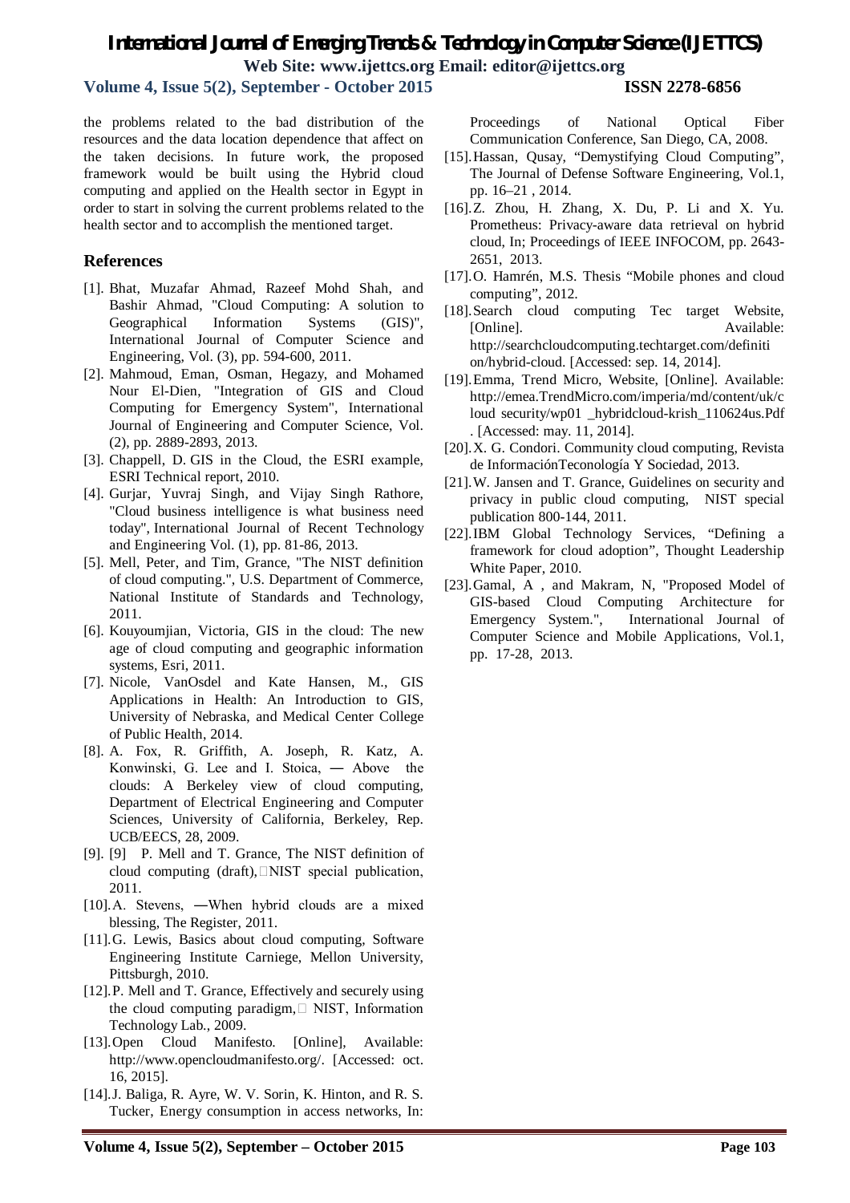the problems related to the bad distribution of the resources and the data location dependence that affect on the taken decisions. In future work, the proposed framework would be built using the Hybrid cloud computing and applied on the Health sector in Egypt in order to start in solving the current problems related to the health sector and to accomplish the mentioned target.

## References

[1]. Bhat, Muzafar Ahmad, Razeef Mohd Shah, and Bashir Ahmad, "Cloud Computing: A solution to Geographical Information Systems (GIS)", International Journal of Computer Science and Engineering, Vol. (3), pp. 594-600, 2011.

[2]. Mahmoud, Eman, Osman, Hegazy, and Mohamed Nour El-Dien, "Integration of GIS and Cloud Computing for Emergency System", International Journal of Engineering and Computer Science, Vol. (2), pp. 2889-2893, 2013.

[3]. Chappell, D. GIS in the Cloud, the ESRI example, ESRI Technical report, 2010.

[4]. Gurjar, Yuvraj Singh, and Vijay Singh Rathore, "Cloud business intelligence is what business need today", International Journal of Recent Technology and Engineering Vol. (1), pp. 81-86, 2013.

[5]. Mell, Peter, and Tim, Grance, "The NIST definition of cloud computing.", U.S. Department of Commerce, National Institute of Standards and Technology, 2011.

[6]. Kouyoumjian, Victoria, GIS in the cloud: The new age of cloud computing and geographic information systems, Esri, 2011.

[7]. Nicole, VanOsdel and Kate Hansen, M., GIS Applications in Health: An Introduction to GIS, University of Nebraska, and Medical Center College of Public Health, 2014.

[8]. A. Fox, R. Griffith, A. Joseph, R. Katz, A. Konwinski, G. Lee and I. Stoica, ― Above the clouds: A Berkeley view of cloud computing, Department of Electrical Engineering and Computer Sciences, University of California, Berkeley, Rep. UCB/EECS, 28, 2009.

[9]. [9] P. Mell and T. Grance, The NIST definition of cloud computing (draft), NIST special publication, 2011.

[10]. A. Stevens, ―When hybrid clouds are a mixed blessing, The Register, 2011.

[11]. G. Lewis, Basics about cloud computing, Software Engineering Institute Carniege, Mellon University, Pittsburgh, 2010.

[12]. P. Mell and T. Grance, Effectively and securely using the cloud computing paradigm, NIST, Information Technology Lab., 2009.

[13]. Open Cloud Manifesto. [Online], Available: http://www.opencloudmanifesto.org/. [Accessed: oct. 16, 2015].

[14]. J. Baliga, R. Ayre, W. V. Sorin, K. Hinton, and R. S. Tucker, Energy consumption in access networks, In: Proceedings of National Optical Fiber Communication Conference, San Diego, CA, 2008.

[15]. Hassan, Qusay, "Demystifying Cloud Computing", The Journal of Defense Software Engineering, Vol.1, pp. 16–21 , 2014.

[16]. Z. Zhou, H. Zhang, X. Du, P. Li and X. Yu. Prometheus: Privacy-aware data retrieval on hybrid cloud, In; Proceedings of IEEE INFOCOM, pp. 2643-2651, 2013.

[17]. O. Hamrén, M.S. Thesis "Mobile phones and cloud computing", 2012.

[18]. Search cloud computing Tec target Website, [Online]. Available: http://searchcloudcomputing.techtarget.com/definition/hybrid-cloud. [Accessed: sep. 14, 2014].

[19]. Emma, Trend Micro, Website, [Online]. Available: http://emea.TrendMicro.com/imperia/md/content/uk/cloud security/wp01 _hybridcloud-krish_110624us.Pdf . [Accessed: may. 11, 2014].

[20]. X. G. Condori. Community cloud computing, Revista de InformaciónTeconología Y Sociedad, 2013.

[21]. W. Jansen and T. Grance, Guidelines on security and privacy in public cloud computing, NIST special publication 800-144, 2011.

[22]. IBM Global Technology Services, "Defining a framework for cloud adoption", Thought Leadership White Paper, 2010.

[23]. Gamal, A , and Makram, N, "Proposed Model of GIS-based Cloud Computing Architecture for Emergency System.", International Journal of Computer Science and Mobile Applications, Vol.1, pp. 17-28, 2013.